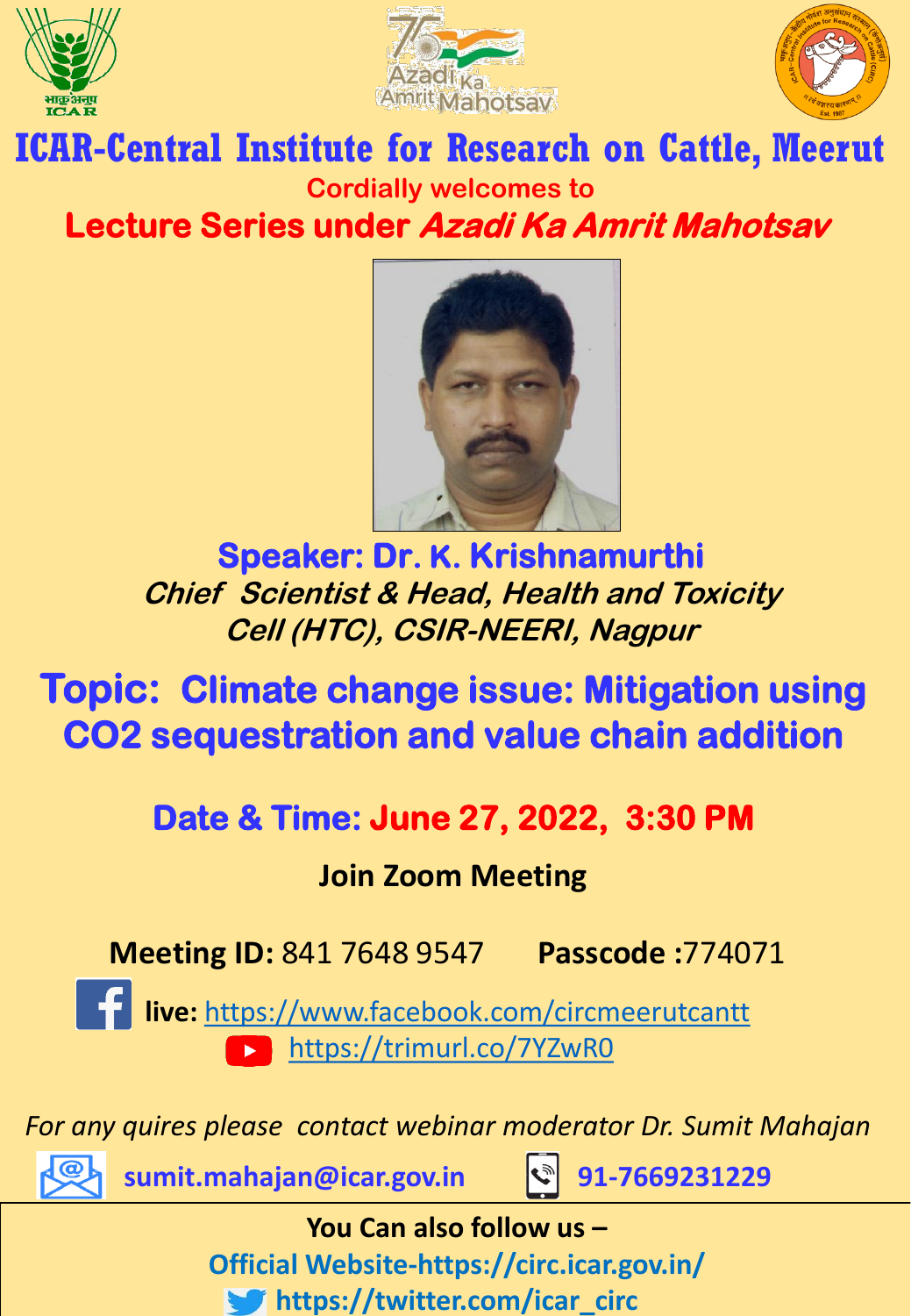# ICAR-Central Institute for Research on Cattle, Meerut

**Cordially welcomes to**

## Lecture Series under *Azadi Ka Amrit Mahotsav*

**Speaker: Dr. K. Krishnamurthi**

*Chief Scientist & Head, Health and Toxicity Cell (HTC), CSIR-NEERI, Nagpur*

## Topic: Climate change issue: Mitigation using CO2 sequestration and value chain addition

**Date & Time: June 27, 2022, 3:30 PM**

**Join Zoom Meeting**

**Meeting ID:** 841 7648 9547 **Passcode :**774071

**live:** https://www.facebook.com/circmeerutcantt

https://trimurl.co/7YZwR0

*For any quires please contact webinar moderator Dr. Sumit Mahajan*

**sumit.mahajan@icar.gov.in** **91-7669231229**

**You Can also follow us –**

**Official Website-https://circ.icar.gov.in/**

**https://twitter.com/icar_circ**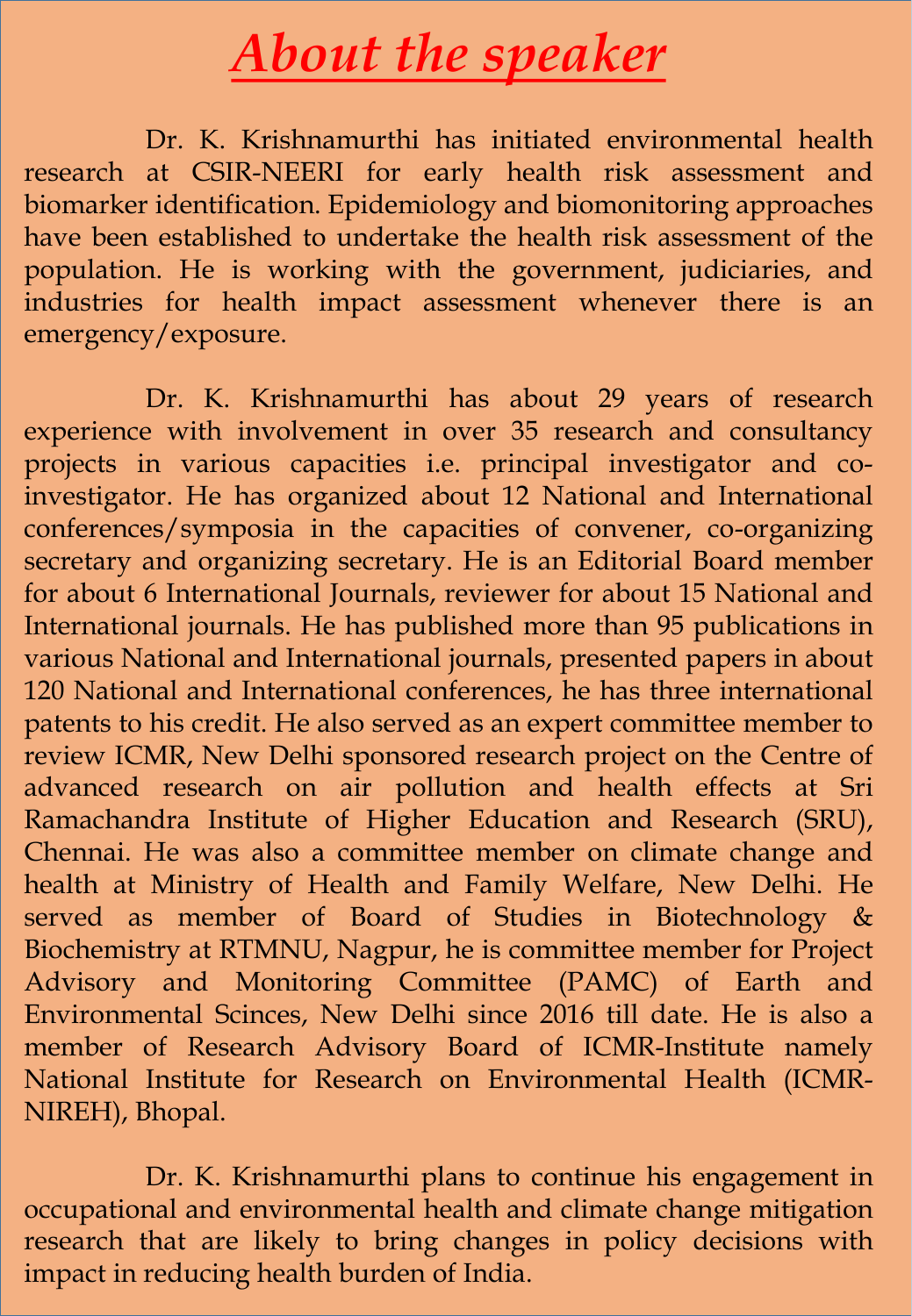# ***About the speaker***

Dr. K. Krishnamurthi has initiated environmental health research at CSIR-NEERI for early health risk assessment and biomarker identification. Epidemiology and biomonitoring approaches have been established to undertake the health risk assessment of the population. He is working with the government, judiciaries, and industries for health impact assessment whenever there is an emergency/exposure.

Dr. K. Krishnamurthi has about 29 years of research experience with involvement in over 35 research and consultancy projects in various capacities i.e. principal investigator and co-investigator. He has organized about 12 National and International conferences/symposia in the capacities of convener, co-organizing secretary and organizing secretary. He is an Editorial Board member for about 6 International Journals, reviewer for about 15 National and International journals. He has published more than 95 publications in various National and International journals, presented papers in about 120 National and International conferences, he has three international patents to his credit. He also served as an expert committee member to review ICMR, New Delhi sponsored research project on the Centre of advanced research on air pollution and health effects at Sri Ramachandra Institute of Higher Education and Research (SRU), Chennai. He was also a committee member on climate change and health at Ministry of Health and Family Welfare, New Delhi. He served as member of Board of Studies in Biotechnology & Biochemistry at RTMNU, Nagpur, he is committee member for Project Advisory and Monitoring Committee (PAMC) of Earth and Environmental Scinces, New Delhi since 2016 till date. He is also a member of Research Advisory Board of ICMR-Institute namely National Institute for Research on Environmental Health (ICMR-NIREH), Bhopal.

Dr. K. Krishnamurthi plans to continue his engagement in occupational and environmental health and climate change mitigation research that are likely to bring changes in policy decisions with impact in reducing health burden of India.